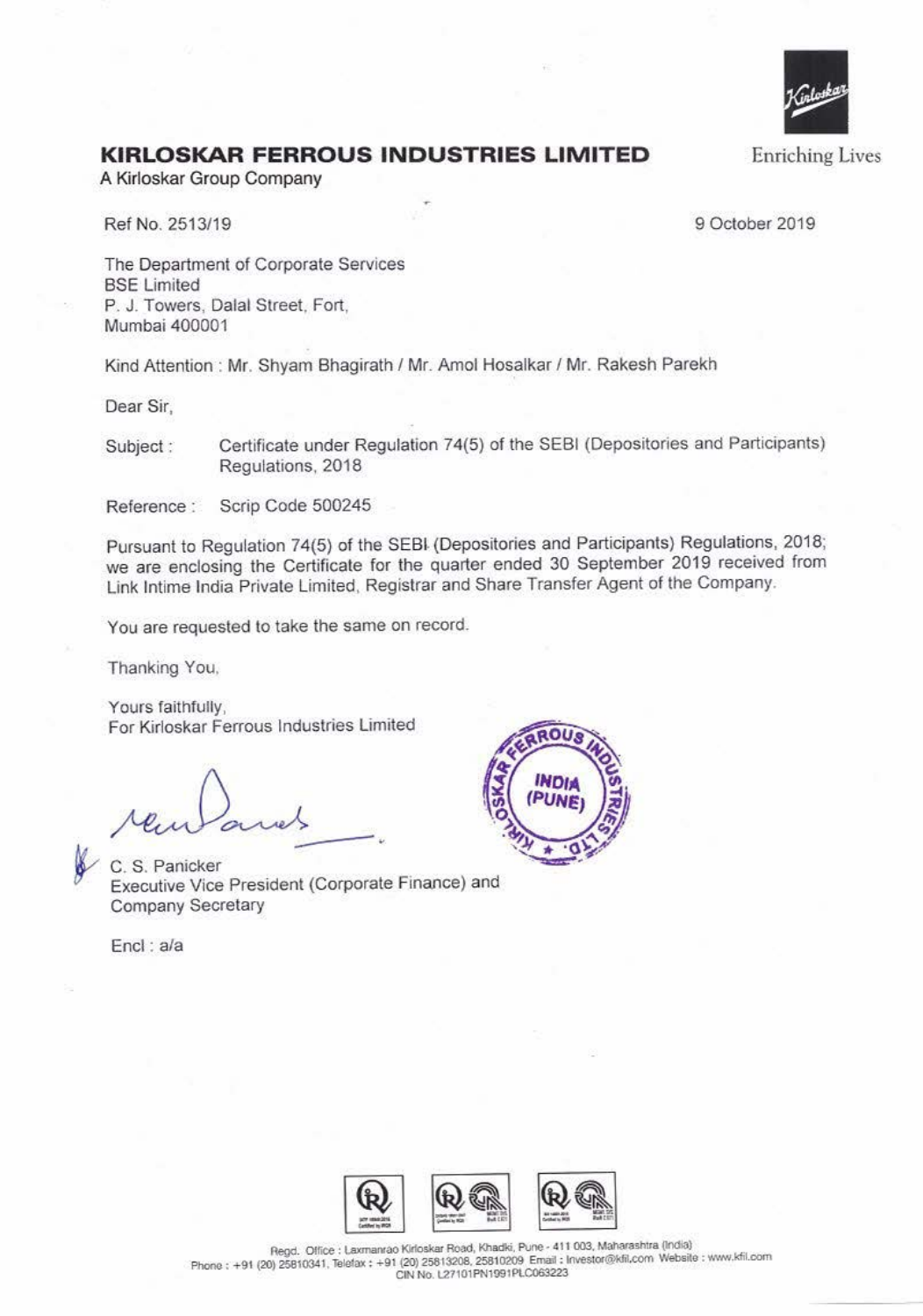# KIRLOSKAR FERROUS INDUSTRIES LIMITED

A Kirloskar Group Company

Enriching Lives

Ref No. 2513/19

9 October 2019

The Department of Corporate Services
BSE Limited
P. J. Towers, Dalal Street, Fort,
Mumbai 400001

Kind Attention : Mr. Shyam Bhagirath / Mr. Amol Hosalkar / Mr. Rakesh Parekh

Dear Sir,

Subject : Certificate under Regulation 74(5) of the SEBI (Depositories and Participants) Regulations, 2018

Reference : Scrip Code 500245

Pursuant to Regulation 74(5) of the SEBI (Depositories and Participants) Regulations, 2018; we are enclosing the Certificate for the quarter ended 30 September 2019 received from Link Intime India Private Limited, Registrar and Share Transfer Agent of the Company.

You are requested to take the same on record.

Thanking You,

Yours faithfully,
For Kirloskar Ferrous Industries Limited

C. S. Panicker
Executive Vice President (Corporate Finance) and
Company Secretary

Encl : a/a

Regd. Office : Laxmanrao Kirloskar Road, Khadki, Pune - 411 003, Maharashtra (India)
Phone : +91 (20) 25810341, Telefax : +91 (20) 25813208, 25810209 Email : Investor@kfil.com Website : www.kfil.com
CIN No. L27101PN1991PLC063223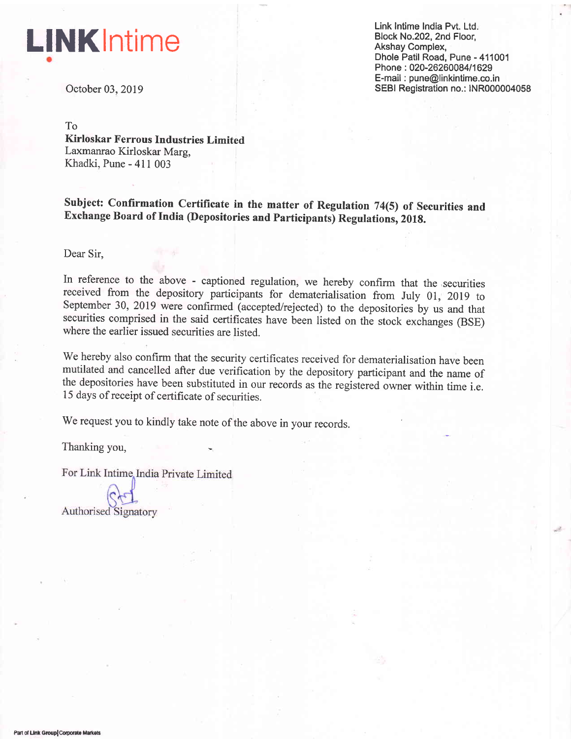**LINK**Intime

Link Intime India Pvt. Ltd.
Block No.202, 2nd Floor,
Akshay Complex,
Dhole Patil Road, Pune - 411001
Phone : 020-26260084/1629
E-mail : pune@linkintime.co.in
SEBI Registration no.: INR000004058

October 03, 2019

To
**Kirloskar Ferrous Industries Limited**
Laxmanrao Kirloskar Marg,
Khadki, Pune - 411 003

**Subject: Confirmation Certificate in the matter of Regulation 74(5) of Securities and Exchange Board of India (Depositories and Participants) Regulations, 2018.**

Dear Sir,

In reference to the above - captioned regulation, we hereby confirm that the securities received from the depository participants for dematerialisation from July 01, 2019 to September 30, 2019 were confirmed (accepted/rejected) to the depositories by us and that securities comprised in the said certificates have been listed on the stock exchanges (BSE) where the earlier issued securities are listed.

We hereby also confirm that the security certificates received for dematerialisation have been mutilated and cancelled after due verification by the depository participant and the name of the depositories have been substituted in our records as the registered owner within time i.e. 15 days of receipt of certificate of securities.

We request you to kindly take note of the above in your records.

Thanking you,

For Link Intime India Private Limited

Authorised Signatory

Part of Link Group| Corporate Markets